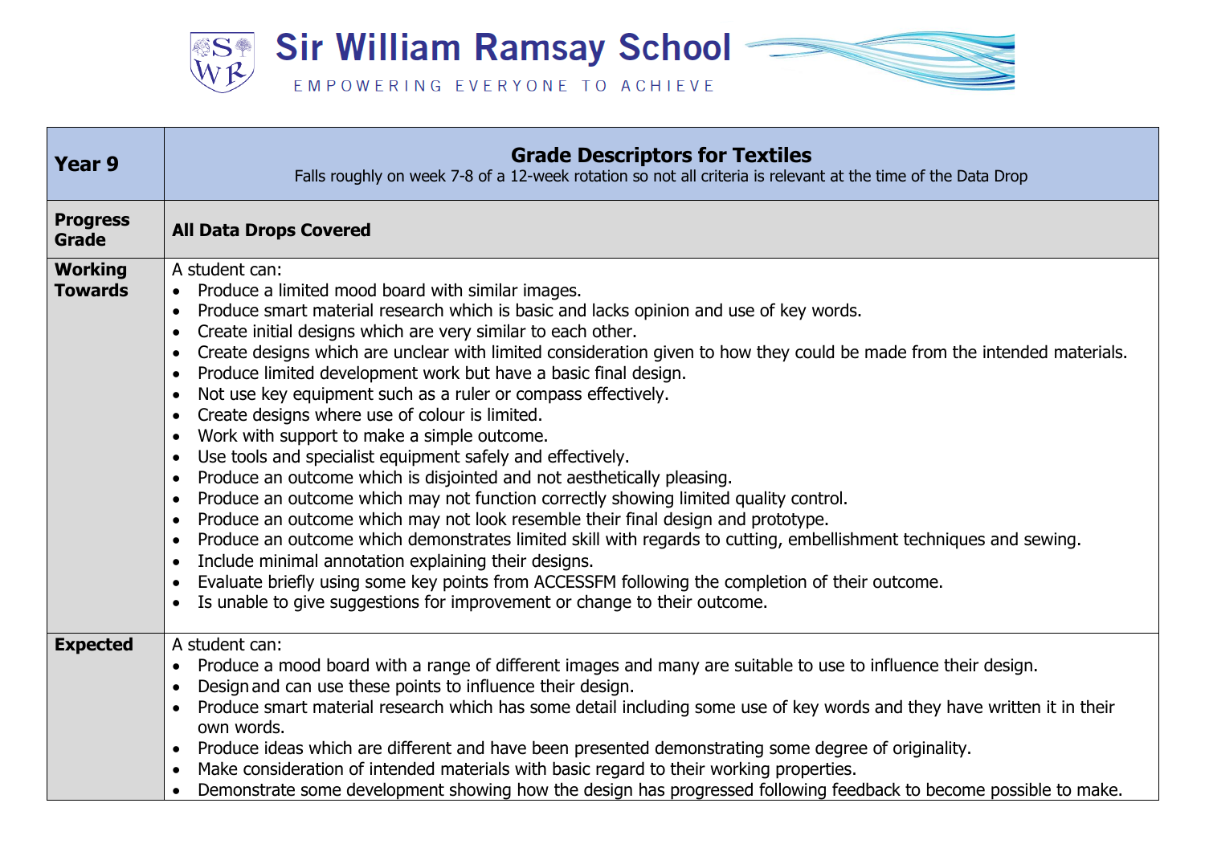# Sir William Ramsay School

EMPOWERING EVERYONE TO ACHIEVE

| **Year 9** | **Grade Descriptors for Textiles**<br>Falls roughly on week 7-8 of a 12-week rotation so not all criteria is relevant at the time of the Data Drop |
|---|---|
| **Progress Grade** | **All Data Drops Covered** |
| **Working Towards** | A student can:<br>• Produce a limited mood board with similar images.<br>• Produce smart material research which is basic and lacks opinion and use of key words.<br>• Create initial designs which are very similar to each other.<br>• Create designs which are unclear with limited consideration given to how they could be made from the intended materials.<br>• Produce limited development work but have a basic final design.<br>• Not use key equipment such as a ruler or compass effectively.<br>• Create designs where use of colour is limited.<br>• Work with support to make a simple outcome.<br>• Use tools and specialist equipment safely and effectively.<br>• Produce an outcome which is disjointed and not aesthetically pleasing.<br>• Produce an outcome which may not function correctly showing limited quality control.<br>• Produce an outcome which may not look resemble their final design and prototype.<br>• Produce an outcome which demonstrates limited skill with regards to cutting, embellishment techniques and sewing.<br>• Include minimal annotation explaining their designs.<br>• Evaluate briefly using some key points from ACCESSFM following the completion of their outcome.<br>• Is unable to give suggestions for improvement or change to their outcome. |
| **Expected** | A student can:<br>• Produce a mood board with a range of different images and many are suitable to use to influence their design.<br>• Design and can use these points to influence their design.<br>• Produce smart material research which has some detail including some use of key words and they have written it in their own words.<br>• Produce ideas which are different and have been presented demonstrating some degree of originality.<br>• Make consideration of intended materials with basic regard to their working properties.<br>• Demonstrate some development showing how the design has progressed following feedback to become possible to make. |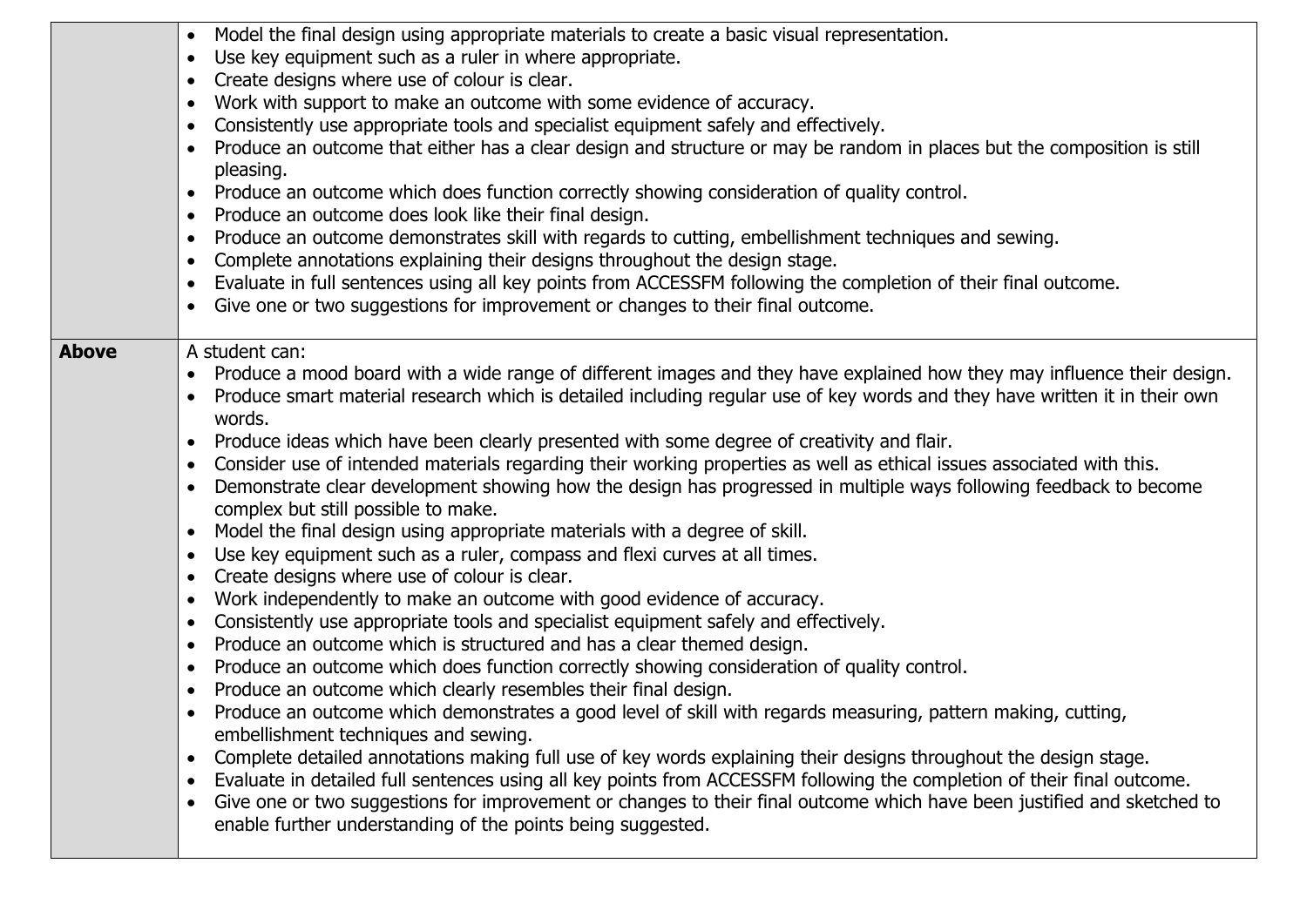| | |
|---|---|
| | • Model the final design using appropriate materials to create a basic visual representation.<br>• Use key equipment such as a ruler in where appropriate.<br>• Create designs where use of colour is clear.<br>• Work with support to make an outcome with some evidence of accuracy.<br>• Consistently use appropriate tools and specialist equipment safely and effectively.<br>• Produce an outcome that either has a clear design and structure or may be random in places but the composition is still pleasing.<br>• Produce an outcome which does function correctly showing consideration of quality control.<br>• Produce an outcome does look like their final design.<br>• Produce an outcome demonstrates skill with regards to cutting, embellishment techniques and sewing.<br>• Complete annotations explaining their designs throughout the design stage.<br>• Evaluate in full sentences using all key points from ACCESSFM following the completion of their final outcome.<br>• Give one or two suggestions for improvement or changes to their final outcome. |
| **Above** | A student can:<br>• Produce a mood board with a wide range of different images and they have explained how they may influence their design.<br>• Produce smart material research which is detailed including regular use of key words and they have written it in their own words.<br>• Produce ideas which have been clearly presented with some degree of creativity and flair.<br>• Consider use of intended materials regarding their working properties as well as ethical issues associated with this.<br>• Demonstrate clear development showing how the design has progressed in multiple ways following feedback to become complex but still possible to make.<br>• Model the final design using appropriate materials with a degree of skill.<br>• Use key equipment such as a ruler, compass and flexi curves at all times.<br>• Create designs where use of colour is clear.<br>• Work independently to make an outcome with good evidence of accuracy.<br>• Consistently use appropriate tools and specialist equipment safely and effectively.<br>• Produce an outcome which is structured and has a clear themed design.<br>• Produce an outcome which does function correctly showing consideration of quality control.<br>• Produce an outcome which clearly resembles their final design.<br>• Produce an outcome which demonstrates a good level of skill with regards measuring, pattern making, cutting, embellishment techniques and sewing.<br>• Complete detailed annotations making full use of key words explaining their designs throughout the design stage.<br>• Evaluate in detailed full sentences using all key points from ACCESSFM following the completion of their final outcome.<br>• Give one or two suggestions for improvement or changes to their final outcome which have been justified and sketched to enable further understanding of the points being suggested. |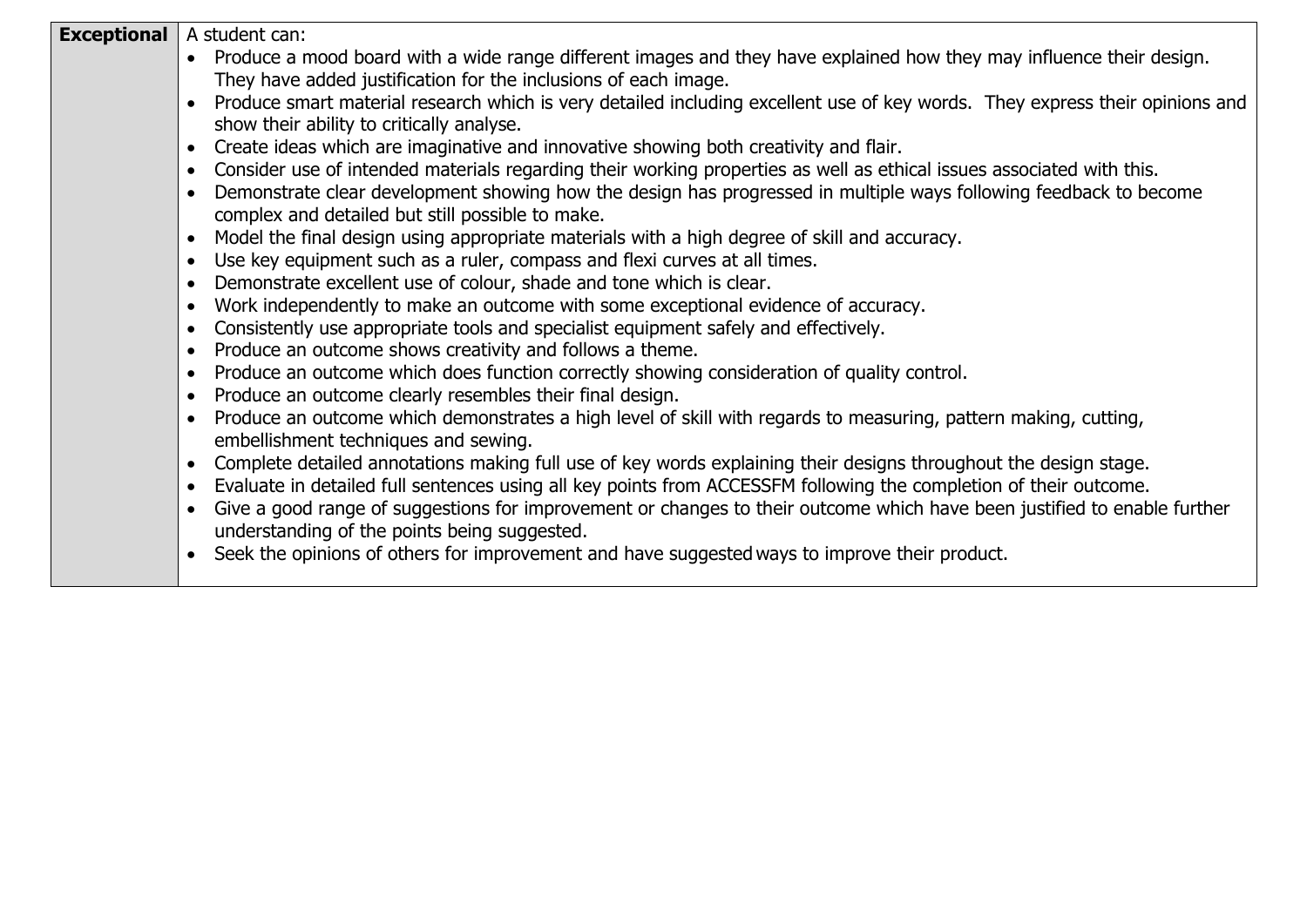| | |
|---|---|
| **Exceptional** | A student can:<br>• Produce a mood board with a wide range different images and they have explained how they may influence their design. They have added justification for the inclusions of each image.<br>• Produce smart material research which is very detailed including excellent use of key words. They express their opinions and show their ability to critically analyse.<br>• Create ideas which are imaginative and innovative showing both creativity and flair.<br>• Consider use of intended materials regarding their working properties as well as ethical issues associated with this.<br>• Demonstrate clear development showing how the design has progressed in multiple ways following feedback to become complex and detailed but still possible to make.<br>• Model the final design using appropriate materials with a high degree of skill and accuracy.<br>• Use key equipment such as a ruler, compass and flexi curves at all times.<br>• Demonstrate excellent use of colour, shade and tone which is clear.<br>• Work independently to make an outcome with some exceptional evidence of accuracy.<br>• Consistently use appropriate tools and specialist equipment safely and effectively.<br>• Produce an outcome shows creativity and follows a theme.<br>• Produce an outcome which does function correctly showing consideration of quality control.<br>• Produce an outcome clearly resembles their final design.<br>• Produce an outcome which demonstrates a high level of skill with regards to measuring, pattern making, cutting, embellishment techniques and sewing.<br>• Complete detailed annotations making full use of key words explaining their designs throughout the design stage.<br>• Evaluate in detailed full sentences using all key points from ACCESSFM following the completion of their outcome.<br>• Give a good range of suggestions for improvement or changes to their outcome which have been justified to enable further understanding of the points being suggested.<br>• Seek the opinions of others for improvement and have suggested ways to improve their product. |